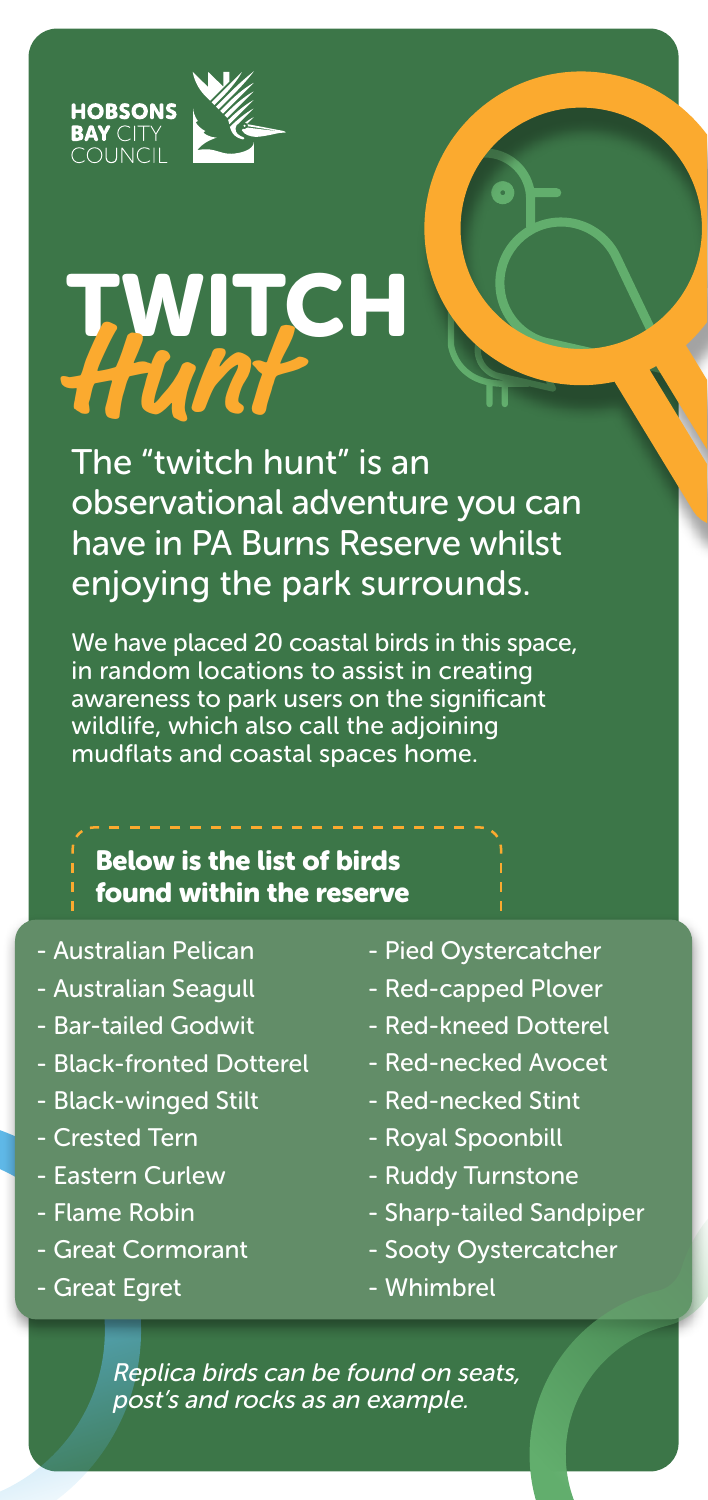HOBSONS BAY CITY COUNCIL

# TWITCH Hunt

The "twitch hunt" is an observational adventure you can have in PA Burns Reserve whilst enjoying the park surrounds.

We have placed 20 coastal birds in this space, in random locations to assist in creating awareness to park users on the significant wildlife, which also call the adjoining mudflats and coastal spaces home.

## Below is the list of birds found within the reserve

- Australian Pelican
- Australian Seagull
- Bar-tailed Godwit
- Black-fronted Dotterel
- Black-winged Stilt
- Crested Tern
- Eastern Curlew
- Flame Robin
- Great Cormorant
- Great Egret
- Pied Oystercatcher
- Red-capped Plover
- Red-kneed Dotterel
- Red-necked Avocet
- Red-necked Stint
- Royal Spoonbill
- Ruddy Turnstone
- Sharp-tailed Sandpiper
- Sooty Oystercatcher
- Whimbrel

*Replica birds can be found on seats, post's and rocks as an example.*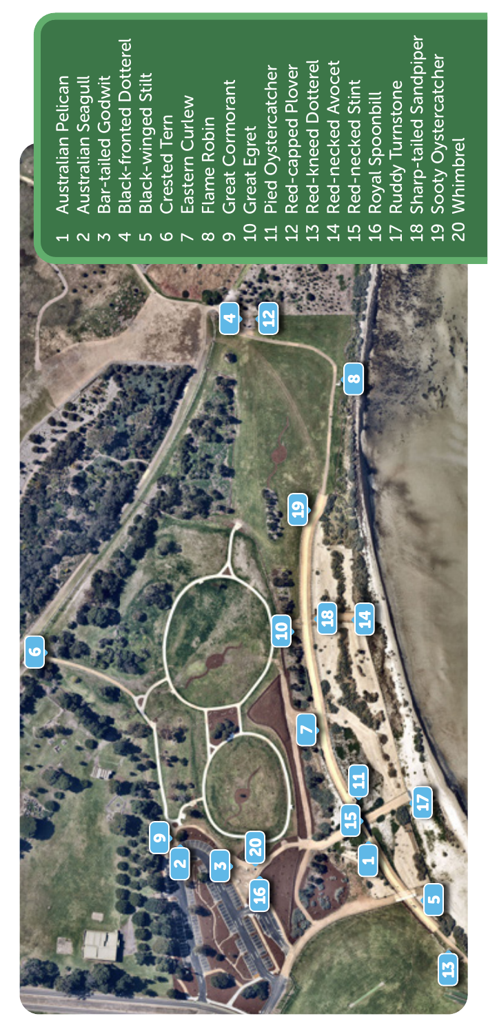1 Australian Pelican
2 Australian Seagull
3 Bar-tailed Godwit
4 Black-fronted Dotterel
5 Black-winged Stilt
6 Crested Tern
7 Eastern Curlew
8 Flame Robin
9 Great Cormorant
10 Great Egret
11 Pied Oystercatcher
12 Red-capped Plover
13 Red-kneed Dotterel
14 Red-necked Avocet
15 Red-necked Stint
16 Royal Spoonbill
17 Ruddy Turnstone
18 Sharp-tailed Sandpiper
19 Sooty Oystercatcher
20 Whimbrel